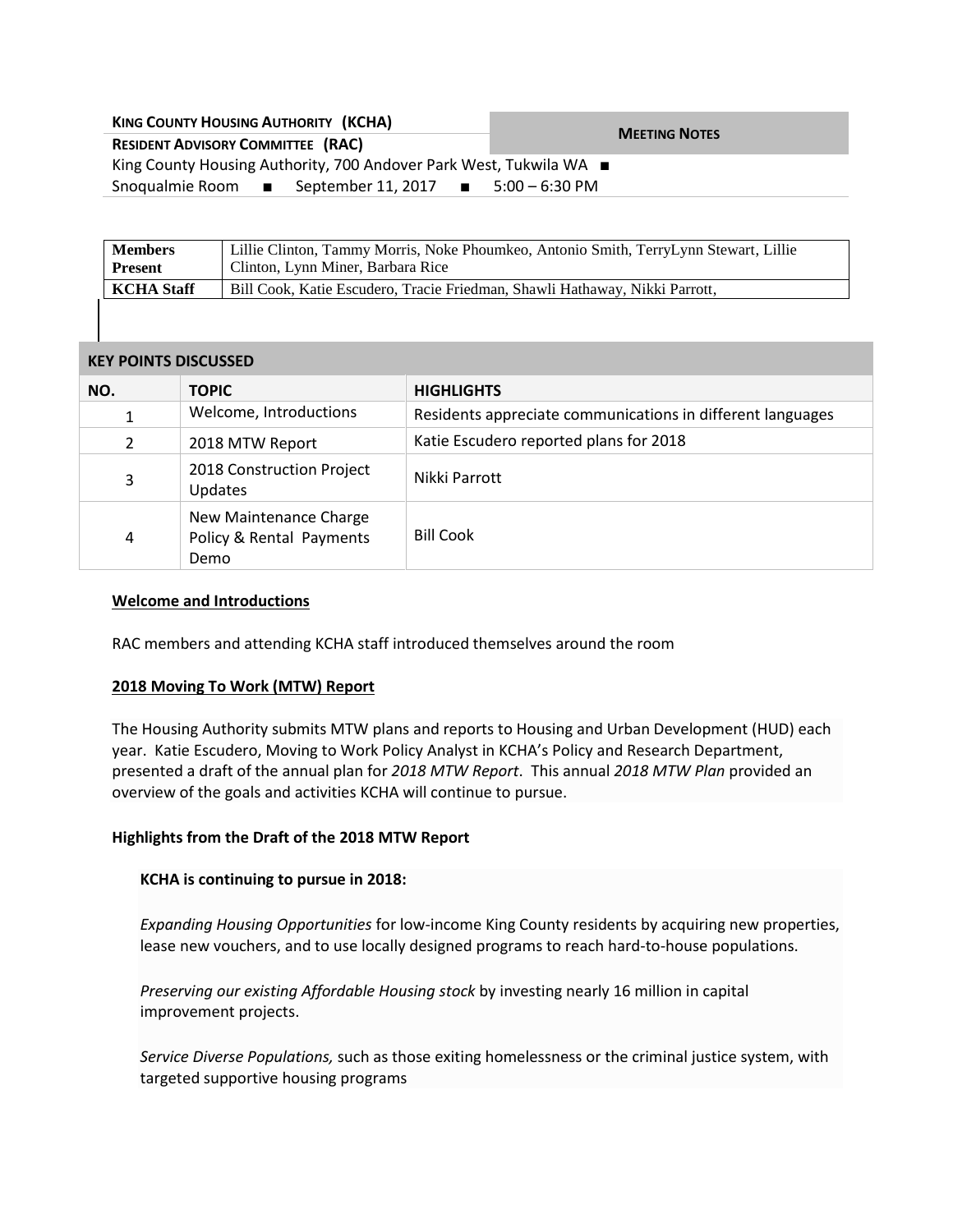**KING COUNTY HOUSING AUTHORITY (KCHA)**

**RESIDENT ADVISORY COMMITTEE (RAC)**

**MEETING NOTES**

King County Housing Authority, 700 Andover Park West, Tukwila WA ■
Snoqualmie Room ■ September 11, 2017 ■ 5:00 – 6:30 PM

| | |
|---|---|
| **Members Present** | Lillie Clinton, Tammy Morris, Noke Phoumkeo, Antonio Smith, TerryLynn Stewart, Lillie Clinton, Lynn Miner, Barbara Rice |
| **KCHA Staff** | Bill Cook, Katie Escudero, Tracie Friedman, Shawli Hathaway, Nikki Parrott, |

**KEY POINTS DISCUSSED**

| NO. | TOPIC | HIGHLIGHTS |
|---|---|---|
| 1 | Welcome, Introductions | Residents appreciate communications in different languages |
| 2 | 2018 MTW Report | Katie Escudero reported plans for 2018 |
| 3 | 2018 Construction Project Updates | Nikki Parrott |
| 4 | New Maintenance Charge Policy & Rental Payments Demo | Bill Cook |

**Welcome and Introductions**

RAC members and attending KCHA staff introduced themselves around the room

**2018 Moving To Work (MTW) Report**

The Housing Authority submits MTW plans and reports to Housing and Urban Development (HUD) each year. Katie Escudero, Moving to Work Policy Analyst in KCHA's Policy and Research Department, presented a draft of the annual plan for *2018 MTW Report*. This annual *2018 MTW Plan* provided an overview of the goals and activities KCHA will continue to pursue.

**Highlights from the Draft of the 2018 MTW Report**

**KCHA is continuing to pursue in 2018:**

*Expanding Housing Opportunities* for low-income King County residents by acquiring new properties, lease new vouchers, and to use locally designed programs to reach hard-to-house populations.

*Preserving our existing Affordable Housing stock* by investing nearly 16 million in capital improvement projects.

*Service Diverse Populations,* such as those exiting homelessness or the criminal justice system, with targeted supportive housing programs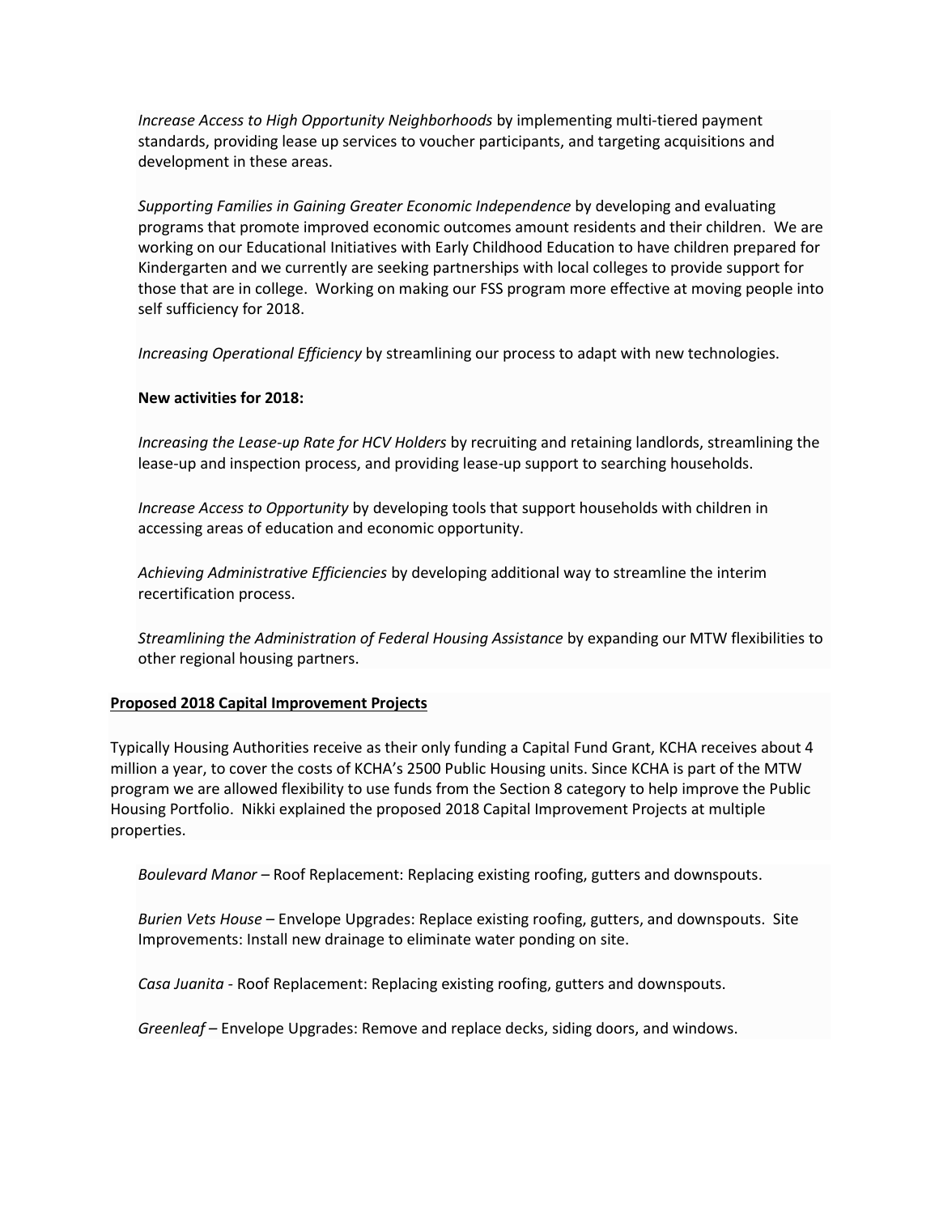*Increase Access to High Opportunity Neighborhoods* by implementing multi-tiered payment standards, providing lease up services to voucher participants, and targeting acquisitions and development in these areas.

*Supporting Families in Gaining Greater Economic Independence* by developing and evaluating programs that promote improved economic outcomes amount residents and their children. We are working on our Educational Initiatives with Early Childhood Education to have children prepared for Kindergarten and we currently are seeking partnerships with local colleges to provide support for those that are in college. Working on making our FSS program more effective at moving people into self sufficiency for 2018.

*Increasing Operational Efficiency* by streamlining our process to adapt with new technologies.

**New activities for 2018:**

*Increasing the Lease-up Rate for HCV Holders* by recruiting and retaining landlords, streamlining the lease-up and inspection process, and providing lease-up support to searching households.

*Increase Access to Opportunity* by developing tools that support households with children in accessing areas of education and economic opportunity.

*Achieving Administrative Efficiencies* by developing additional way to streamline the interim recertification process.

*Streamlining the Administration of Federal Housing Assistance* by expanding our MTW flexibilities to other regional housing partners.

**Proposed 2018 Capital Improvement Projects**

Typically Housing Authorities receive as their only funding a Capital Fund Grant, KCHA receives about 4 million a year, to cover the costs of KCHA's 2500 Public Housing units. Since KCHA is part of the MTW program we are allowed flexibility to use funds from the Section 8 category to help improve the Public Housing Portfolio. Nikki explained the proposed 2018 Capital Improvement Projects at multiple properties.

*Boulevard Manor* – Roof Replacement: Replacing existing roofing, gutters and downspouts.

*Burien Vets House* – Envelope Upgrades: Replace existing roofing, gutters, and downspouts. Site Improvements: Install new drainage to eliminate water ponding on site.

*Casa Juanita* - Roof Replacement: Replacing existing roofing, gutters and downspouts.

*Greenleaf* – Envelope Upgrades: Remove and replace decks, siding doors, and windows.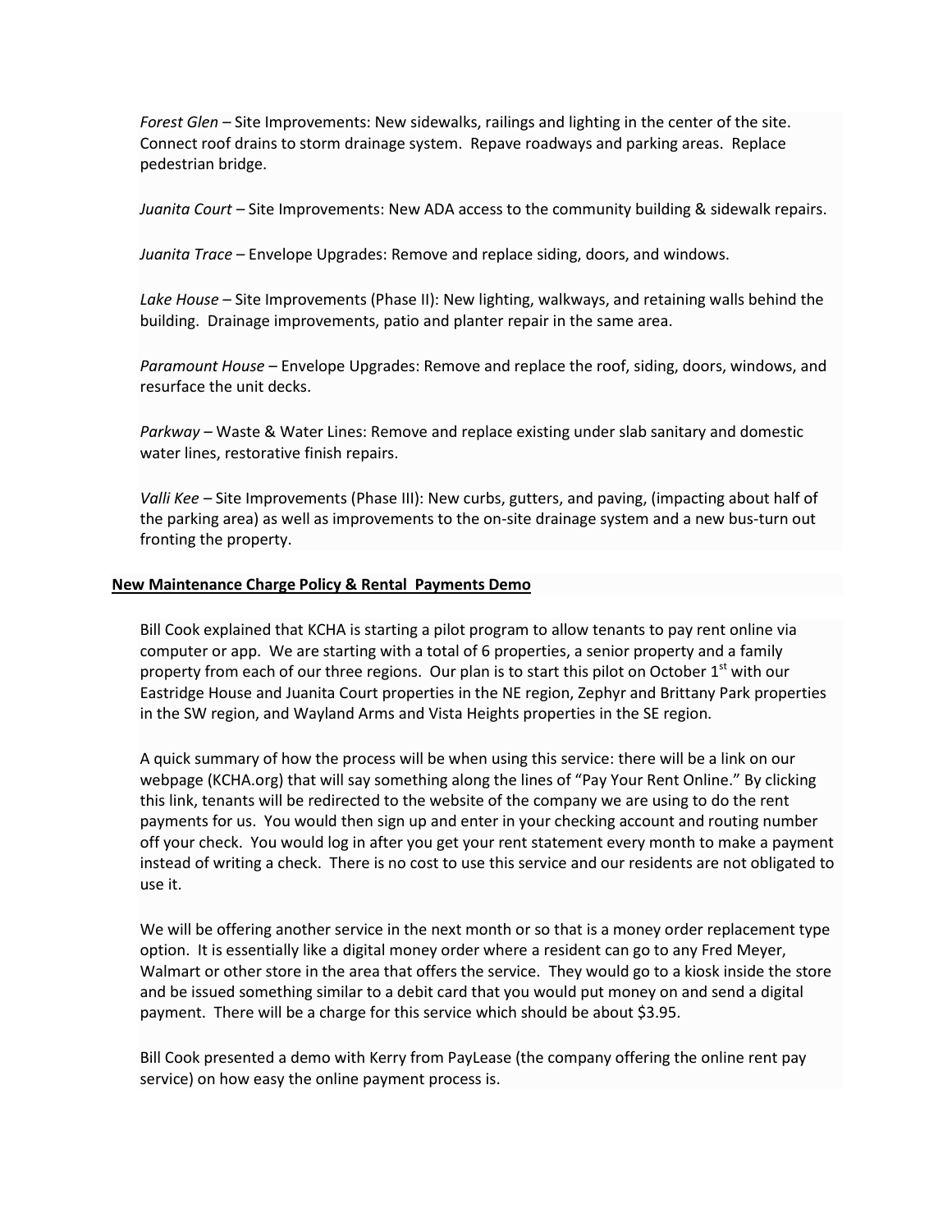*Forest Glen* – Site Improvements: New sidewalks, railings and lighting in the center of the site. Connect roof drains to storm drainage system. Repave roadways and parking areas. Replace pedestrian bridge.

*Juanita Court* – Site Improvements: New ADA access to the community building & sidewalk repairs.

*Juanita Trace* – Envelope Upgrades: Remove and replace siding, doors, and windows.

*Lake House* – Site Improvements (Phase II): New lighting, walkways, and retaining walls behind the building. Drainage improvements, patio and planter repair in the same area.

*Paramount House* – Envelope Upgrades: Remove and replace the roof, siding, doors, windows, and resurface the unit decks.

*Parkway* – Waste & Water Lines: Remove and replace existing under slab sanitary and domestic water lines, restorative finish repairs.

*Valli Kee* – Site Improvements (Phase III): New curbs, gutters, and paving, (impacting about half of the parking area) as well as improvements to the on-site drainage system and a new bus-turn out fronting the property.

**New Maintenance Charge Policy & Rental Payments Demo**

Bill Cook explained that KCHA is starting a pilot program to allow tenants to pay rent online via computer or app. We are starting with a total of 6 properties, a senior property and a family property from each of our three regions. Our plan is to start this pilot on October 1st with our Eastridge House and Juanita Court properties in the NE region, Zephyr and Brittany Park properties in the SW region, and Wayland Arms and Vista Heights properties in the SE region.

A quick summary of how the process will be when using this service: there will be a link on our webpage (KCHA.org) that will say something along the lines of "Pay Your Rent Online." By clicking this link, tenants will be redirected to the website of the company we are using to do the rent payments for us. You would then sign up and enter in your checking account and routing number off your check. You would log in after you get your rent statement every month to make a payment instead of writing a check. There is no cost to use this service and our residents are not obligated to use it.

We will be offering another service in the next month or so that is a money order replacement type option. It is essentially like a digital money order where a resident can go to any Fred Meyer, Walmart or other store in the area that offers the service. They would go to a kiosk inside the store and be issued something similar to a debit card that you would put money on and send a digital payment. There will be a charge for this service which should be about $3.95.

Bill Cook presented a demo with Kerry from PayLease (the company offering the online rent pay service) on how easy the online payment process is.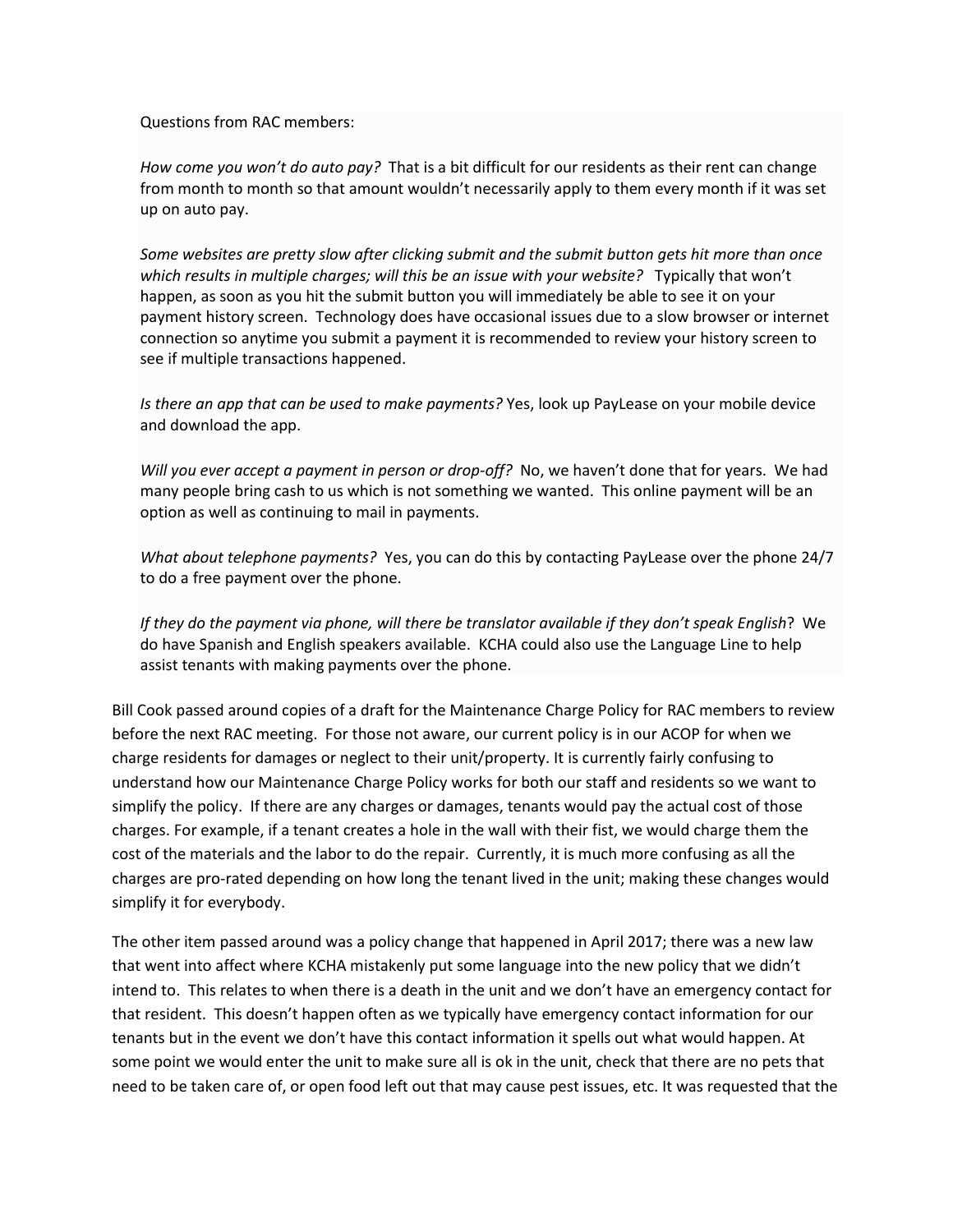Questions from RAC members:

*How come you won't do auto pay?* That is a bit difficult for our residents as their rent can change from month to month so that amount wouldn't necessarily apply to them every month if it was set up on auto pay.

*Some websites are pretty slow after clicking submit and the submit button gets hit more than once which results in multiple charges; will this be an issue with your website?* Typically that won't happen, as soon as you hit the submit button you will immediately be able to see it on your payment history screen. Technology does have occasional issues due to a slow browser or internet connection so anytime you submit a payment it is recommended to review your history screen to see if multiple transactions happened.

*Is there an app that can be used to make payments?* Yes, look up PayLease on your mobile device and download the app.

*Will you ever accept a payment in person or drop-off?* No, we haven't done that for years. We had many people bring cash to us which is not something we wanted. This online payment will be an option as well as continuing to mail in payments.

*What about telephone payments?* Yes, you can do this by contacting PayLease over the phone 24/7 to do a free payment over the phone.

*If they do the payment via phone, will there be translator available if they don't speak English*? We do have Spanish and English speakers available. KCHA could also use the Language Line to help assist tenants with making payments over the phone.

Bill Cook passed around copies of a draft for the Maintenance Charge Policy for RAC members to review before the next RAC meeting. For those not aware, our current policy is in our ACOP for when we charge residents for damages or neglect to their unit/property. It is currently fairly confusing to understand how our Maintenance Charge Policy works for both our staff and residents so we want to simplify the policy. If there are any charges or damages, tenants would pay the actual cost of those charges. For example, if a tenant creates a hole in the wall with their fist, we would charge them the cost of the materials and the labor to do the repair. Currently, it is much more confusing as all the charges are pro-rated depending on how long the tenant lived in the unit; making these changes would simplify it for everybody.

The other item passed around was a policy change that happened in April 2017; there was a new law that went into affect where KCHA mistakenly put some language into the new policy that we didn't intend to. This relates to when there is a death in the unit and we don't have an emergency contact for that resident. This doesn't happen often as we typically have emergency contact information for our tenants but in the event we don't have this contact information it spells out what would happen. At some point we would enter the unit to make sure all is ok in the unit, check that there are no pets that need to be taken care of, or open food left out that may cause pest issues, etc. It was requested that the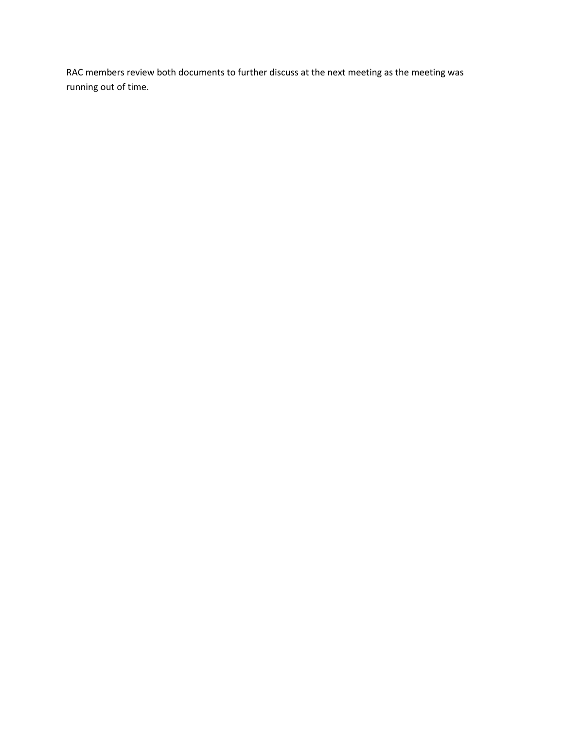RAC members review both documents to further discuss at the next meeting as the meeting was running out of time.